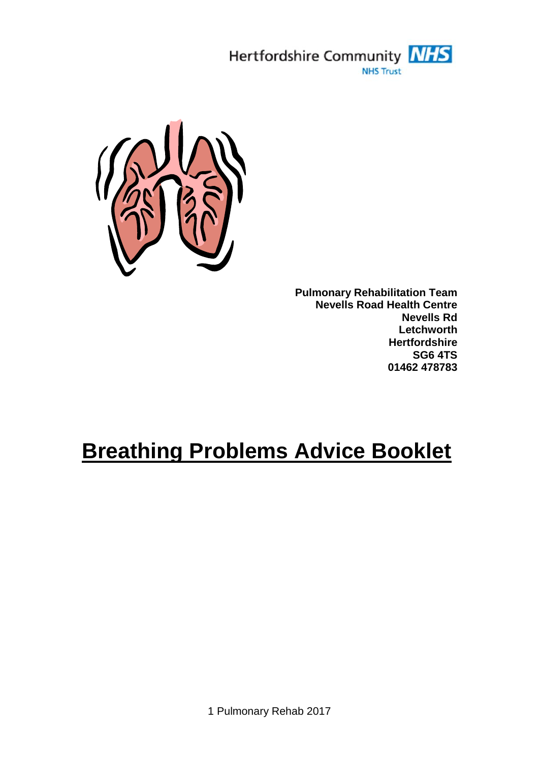Hertfordshire Community NHS Trust

**Pulmonary Rehabilitation Team**
**Nevells Road Health Centre**
**Nevells Rd**
**Letchworth**
**Hertfordshire**
**SG6 4TS**
**01462 478783**

# Breathing Problems Advice Booklet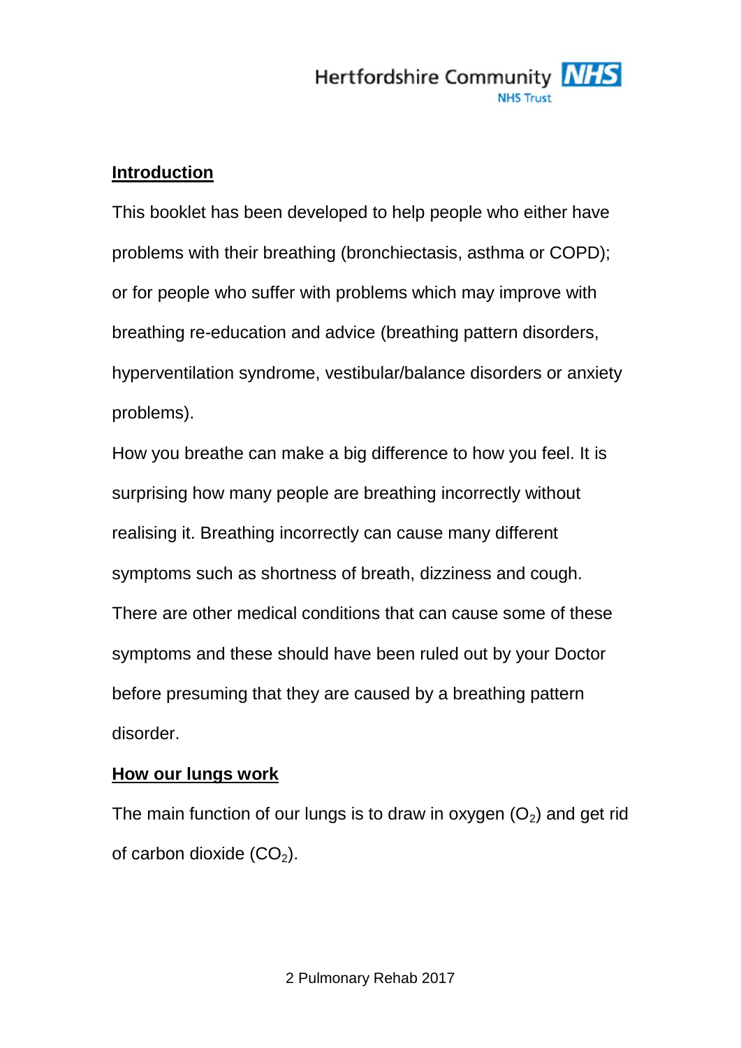## Introduction

This booklet has been developed to help people who either have problems with their breathing (bronchiectasis, asthma or COPD); or for people who suffer with problems which may improve with breathing re-education and advice (breathing pattern disorders, hyperventilation syndrome, vestibular/balance disorders or anxiety problems).

How you breathe can make a big difference to how you feel. It is surprising how many people are breathing incorrectly without realising it. Breathing incorrectly can cause many different symptoms such as shortness of breath, dizziness and cough. There are other medical conditions that can cause some of these symptoms and these should have been ruled out by your Doctor before presuming that they are caused by a breathing pattern disorder.

## How our lungs work

The main function of our lungs is to draw in oxygen ($O_2$) and get rid of carbon dioxide ($CO_2$).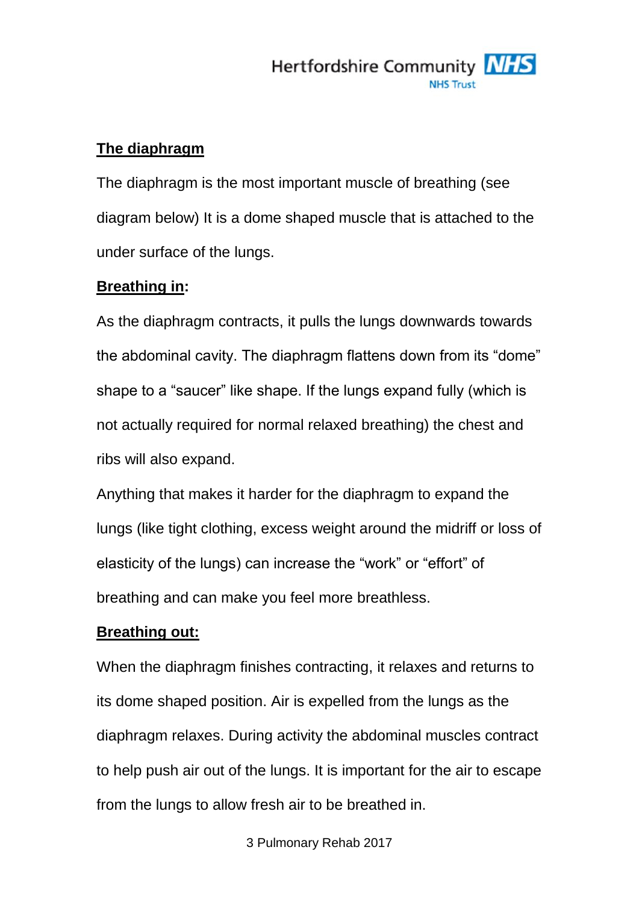## The diaphragm

The diaphragm is the most important muscle of breathing (see diagram below) It is a dome shaped muscle that is attached to the under surface of the lungs.

### Breathing in:

As the diaphragm contracts, it pulls the lungs downwards towards the abdominal cavity. The diaphragm flattens down from its "dome" shape to a "saucer" like shape. If the lungs expand fully (which is not actually required for normal relaxed breathing) the chest and ribs will also expand.

Anything that makes it harder for the diaphragm to expand the lungs (like tight clothing, excess weight around the midriff or loss of elasticity of the lungs) can increase the "work" or "effort" of breathing and can make you feel more breathless.

### Breathing out:

When the diaphragm finishes contracting, it relaxes and returns to its dome shaped position. Air is expelled from the lungs as the diaphragm relaxes. During activity the abdominal muscles contract to help push air out of the lungs. It is important for the air to escape from the lungs to allow fresh air to be breathed in.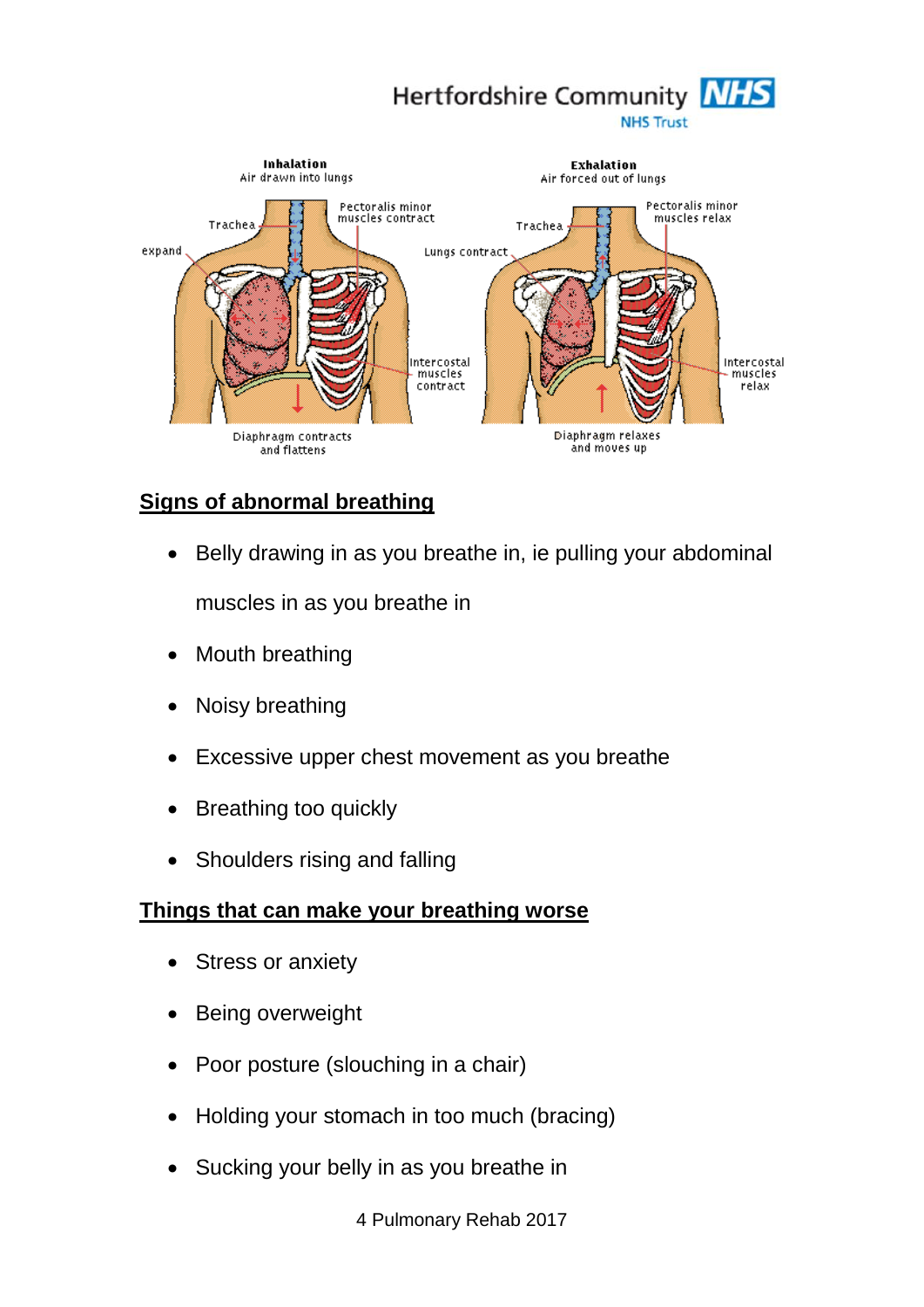## Signs of abnormal breathing

- Belly drawing in as you breathe in, ie pulling your abdominal muscles in as you breathe in
- Mouth breathing
- Noisy breathing
- Excessive upper chest movement as you breathe
- Breathing too quickly
- Shoulders rising and falling

## Things that can make your breathing worse

- Stress or anxiety
- Being overweight
- Poor posture (slouching in a chair)
- Holding your stomach in too much (bracing)
- Sucking your belly in as you breathe in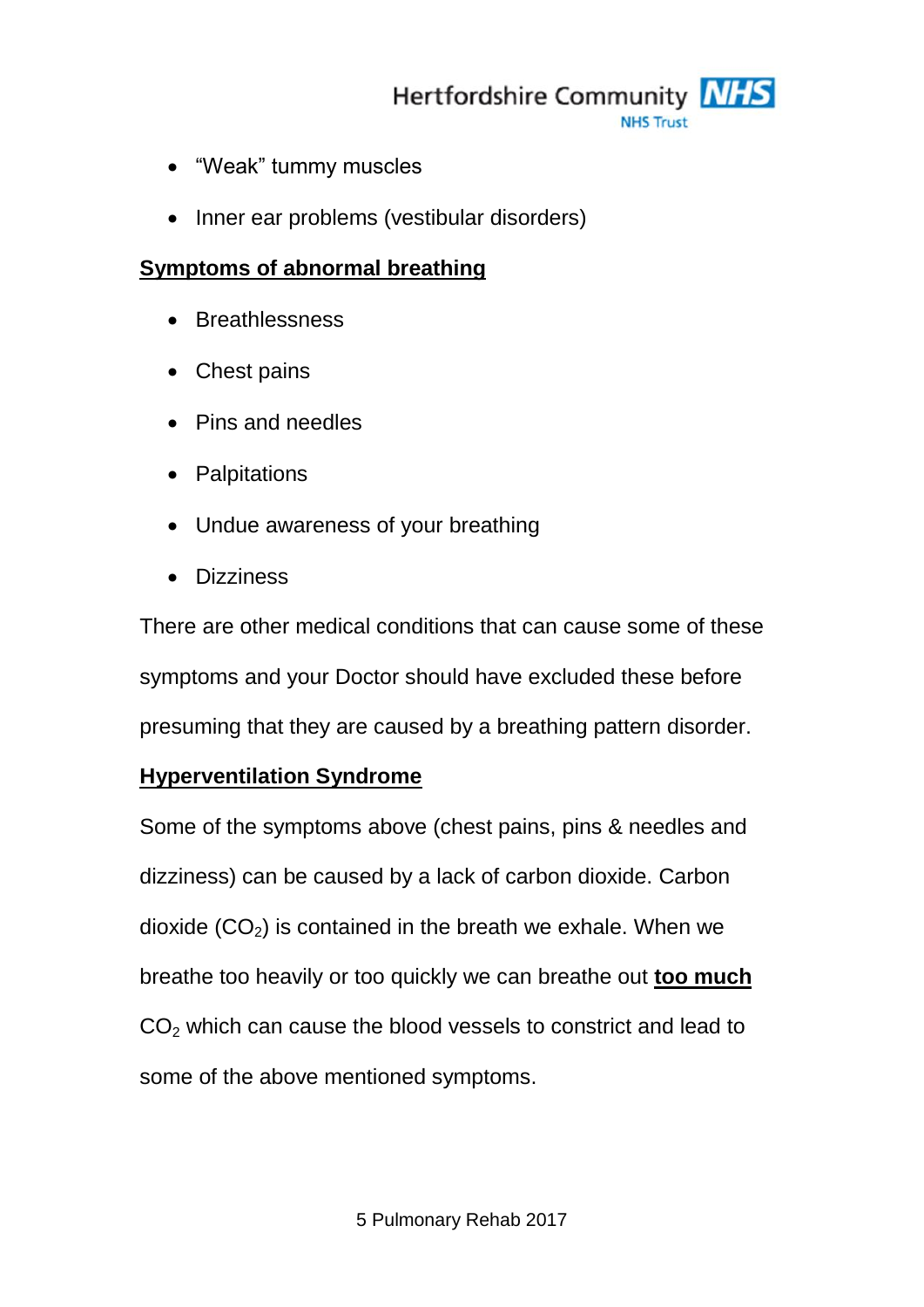- “Weak” tummy muscles
- Inner ear problems (vestibular disorders)

**Symptoms of abnormal breathing**

- Breathlessness
- Chest pains
- Pins and needles
- Palpitations
- Undue awareness of your breathing
- Dizziness

There are other medical conditions that can cause some of these symptoms and your Doctor should have excluded these before presuming that they are caused by a breathing pattern disorder.

**Hyperventilation Syndrome**

Some of the symptoms above (chest pains, pins & needles and dizziness) can be caused by a lack of carbon dioxide. Carbon dioxide ($CO_2$) is contained in the breath we exhale. When we breathe too heavily or too quickly we can breathe out **too much** $CO_2$ which can cause the blood vessels to constrict and lead to some of the above mentioned symptoms.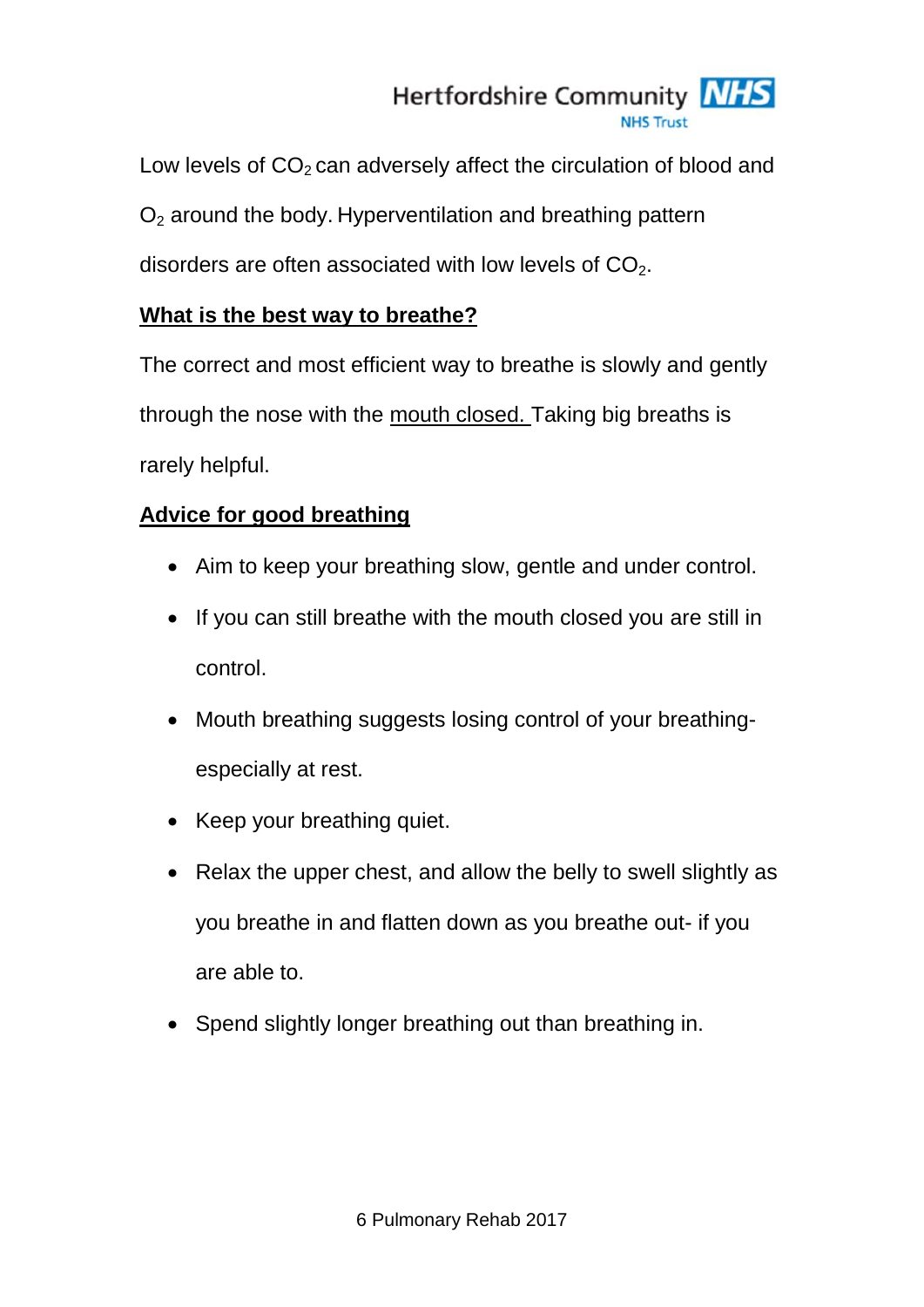Low levels of $CO_2$ can adversely affect the circulation of blood and $O_2$ around the body. Hyperventilation and breathing pattern disorders are often associated with low levels of $CO_2$.

## What is the best way to breathe?

The correct and most efficient way to breathe is slowly and gently through the nose with the mouth closed. Taking big breaths is rarely helpful.

## Advice for good breathing

- Aim to keep your breathing slow, gentle and under control.
- If you can still breathe with the mouth closed you are still in control.
- Mouth breathing suggests losing control of your breathing- especially at rest.
- Keep your breathing quiet.
- Relax the upper chest, and allow the belly to swell slightly as you breathe in and flatten down as you breathe out- if you are able to.
- Spend slightly longer breathing out than breathing in.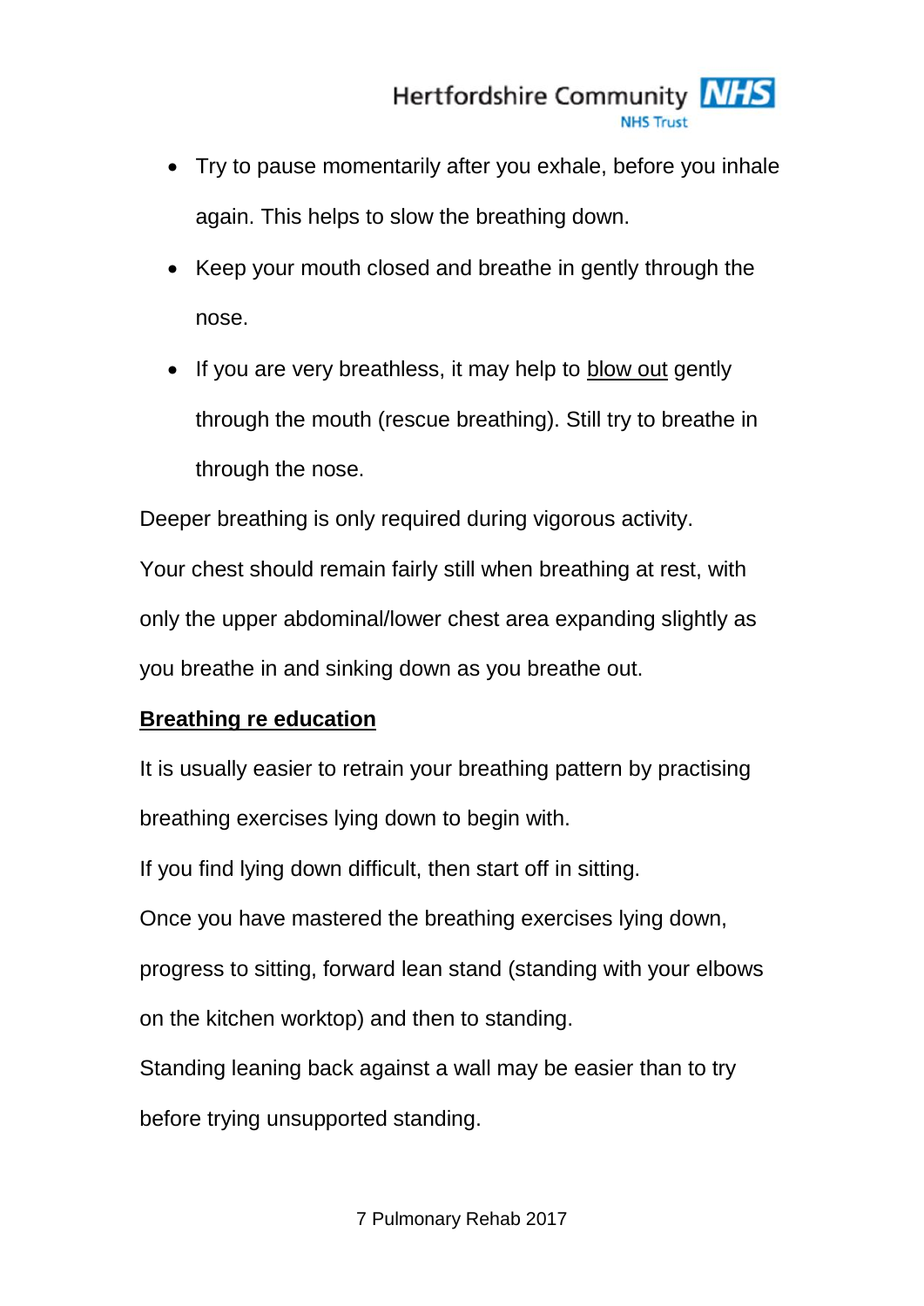- Try to pause momentarily after you exhale, before you inhale again. This helps to slow the breathing down.
- Keep your mouth closed and breathe in gently through the nose.
- If you are very breathless, it may help to <u>blow out</u> gently through the mouth (rescue breathing). Still try to breathe in through the nose.

Deeper breathing is only required during vigorous activity.

Your chest should remain fairly still when breathing at rest, with only the upper abdominal/lower chest area expanding slightly as you breathe in and sinking down as you breathe out.

## **<u>Breathing re education</u>**

It is usually easier to retrain your breathing pattern by practising breathing exercises lying down to begin with.

If you find lying down difficult, then start off in sitting.

Once you have mastered the breathing exercises lying down, progress to sitting, forward lean stand (standing with your elbows on the kitchen worktop) and then to standing.

Standing leaning back against a wall may be easier than to try before trying unsupported standing.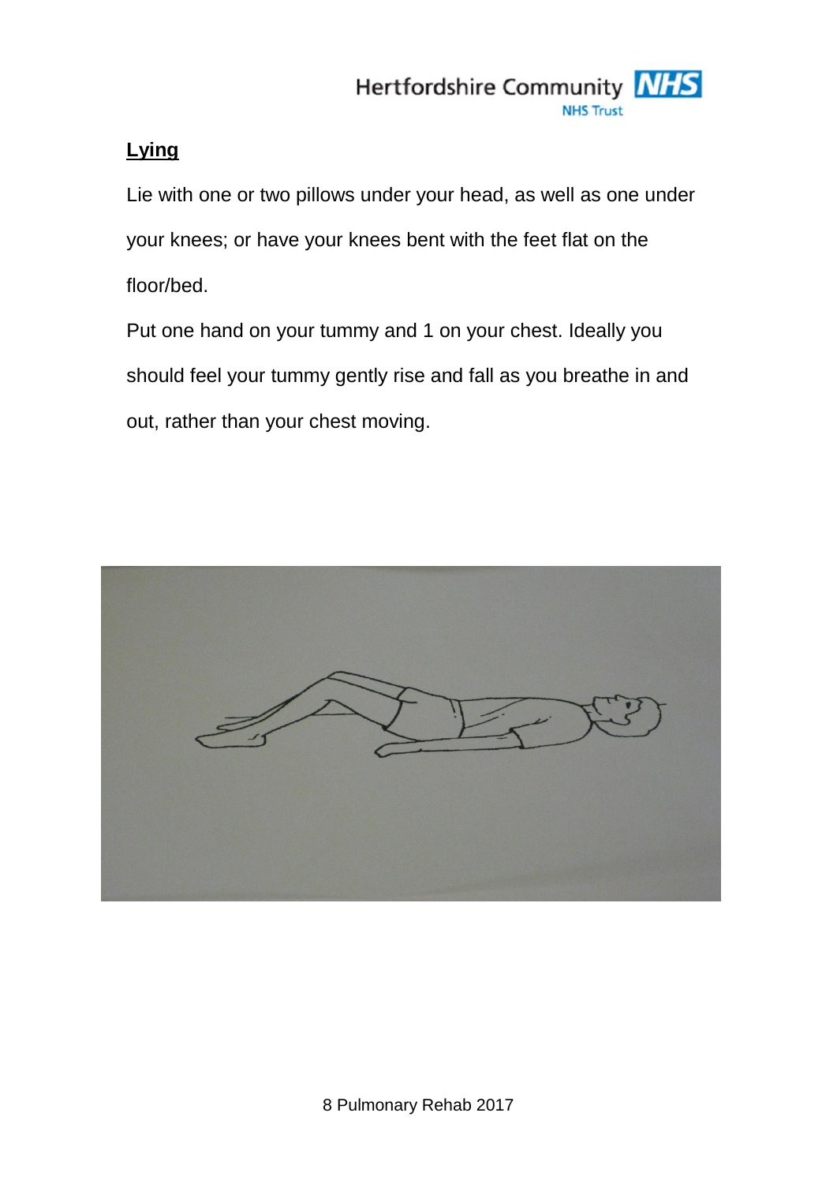## Lying

Lie with one or two pillows under your head, as well as one under your knees; or have your knees bent with the feet flat on the floor/bed.

Put one hand on your tummy and 1 on your chest. Ideally you should feel your tummy gently rise and fall as you breathe in and out, rather than your chest moving.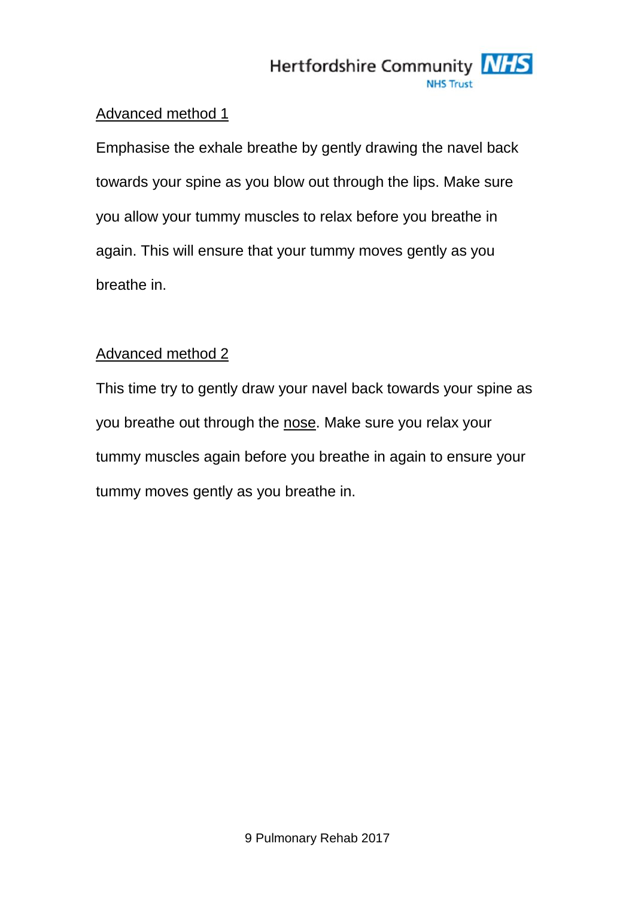## Advanced method 1

Emphasise the exhale breathe by gently drawing the navel back towards your spine as you blow out through the lips. Make sure you allow your tummy muscles to relax before you breathe in again. This will ensure that your tummy moves gently as you breathe in.

## Advanced method 2

This time try to gently draw your navel back towards your spine as you breathe out through the nose. Make sure you relax your tummy muscles again before you breathe in again to ensure your tummy moves gently as you breathe in.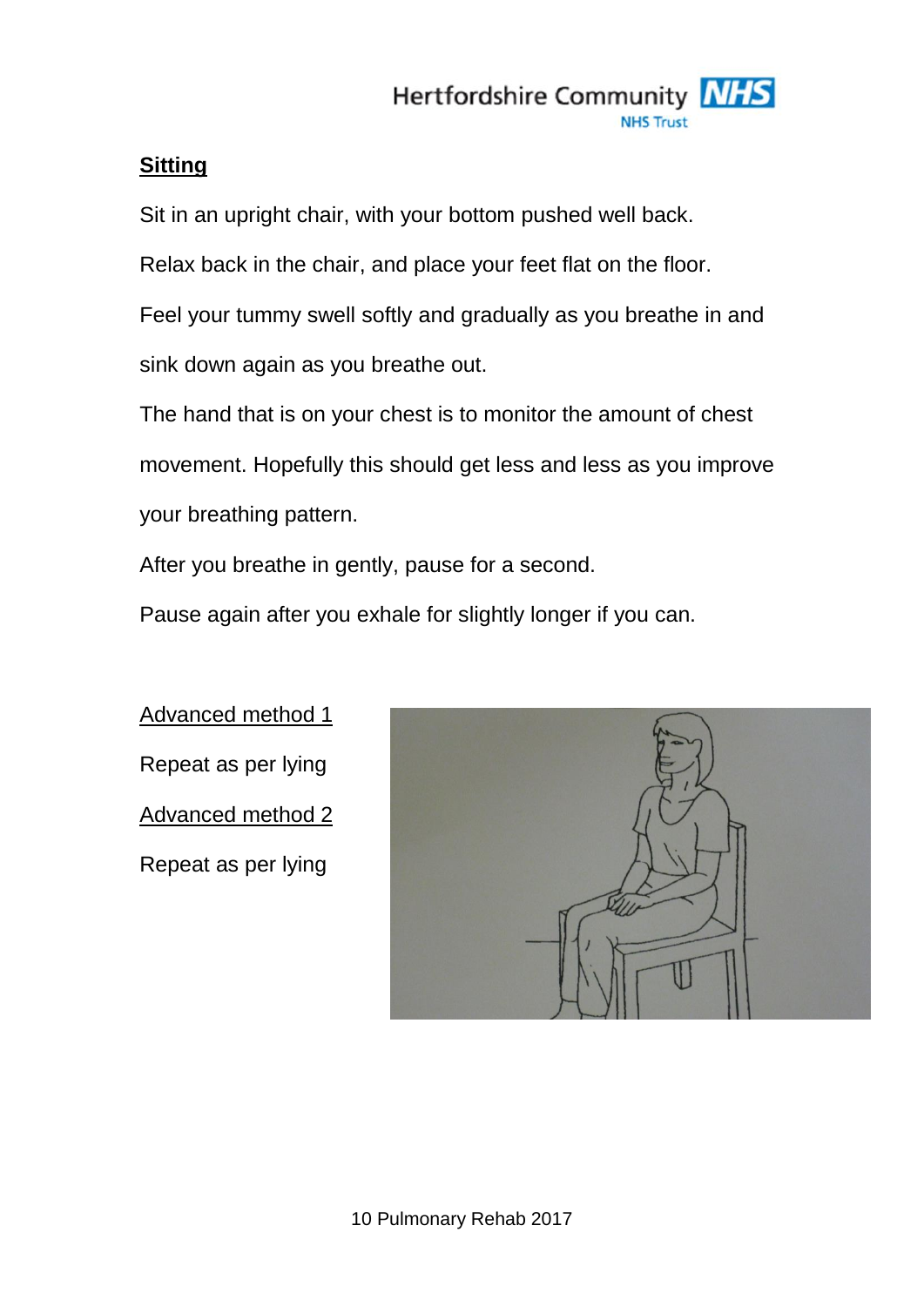## Sitting

Sit in an upright chair, with your bottom pushed well back.

Relax back in the chair, and place your feet flat on the floor.

Feel your tummy swell softly and gradually as you breathe in and sink down again as you breathe out.

The hand that is on your chest is to monitor the amount of chest movement. Hopefully this should get less and less as you improve your breathing pattern.

After you breathe in gently, pause for a second.

Pause again after you exhale for slightly longer if you can.

Advanced method 1

Repeat as per lying

Advanced method 2

Repeat as per lying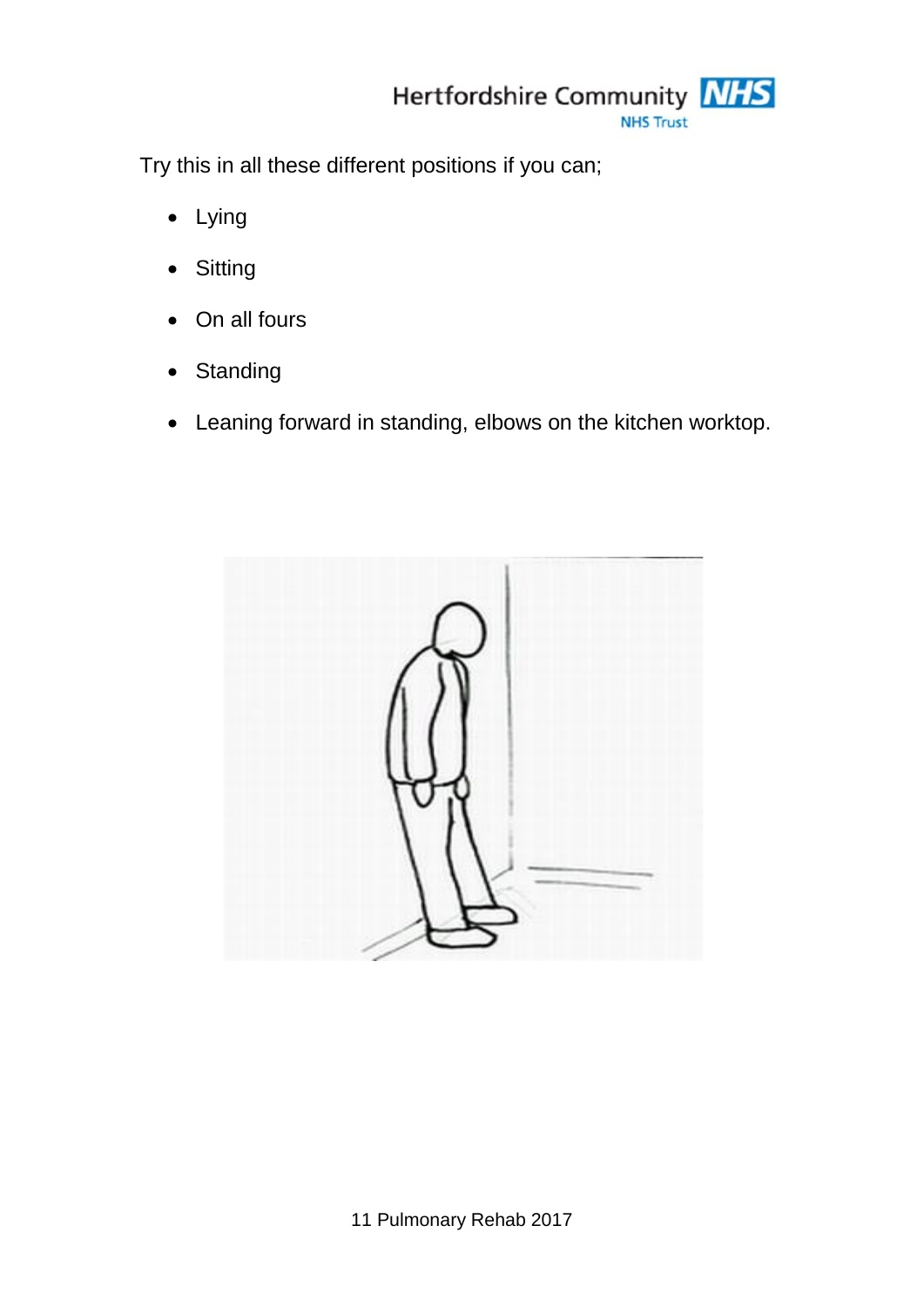Try this in all these different positions if you can;

- Lying
- Sitting
- On all fours
- Standing
- Leaning forward in standing, elbows on the kitchen worktop.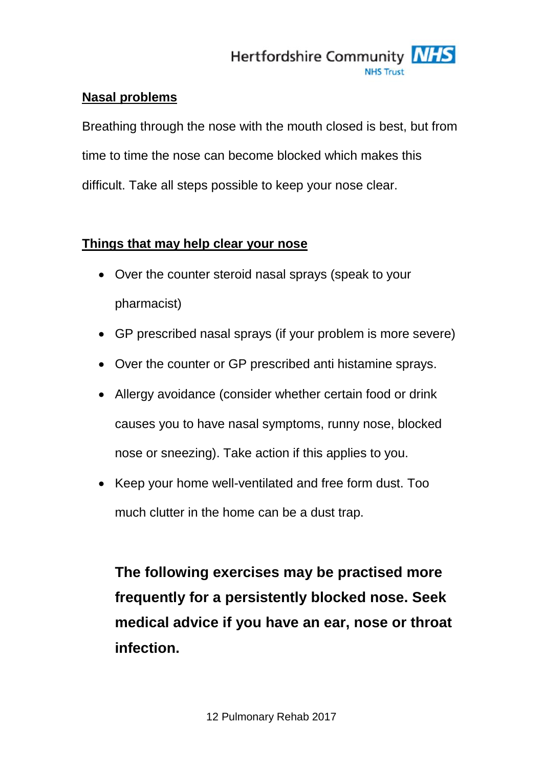## Nasal problems

Breathing through the nose with the mouth closed is best, but from time to time the nose can become blocked which makes this difficult. Take all steps possible to keep your nose clear.

## Things that may help clear your nose

- Over the counter steroid nasal sprays (speak to your pharmacist)
- GP prescribed nasal sprays (if your problem is more severe)
- Over the counter or GP prescribed anti histamine sprays.
- Allergy avoidance (consider whether certain food or drink causes you to have nasal symptoms, runny nose, blocked nose or sneezing). Take action if this applies to you.
- Keep your home well-ventilated and free form dust. Too much clutter in the home can be a dust trap.

**The following exercises may be practised more frequently for a persistently blocked nose. Seek medical advice if you have an ear, nose or throat infection.**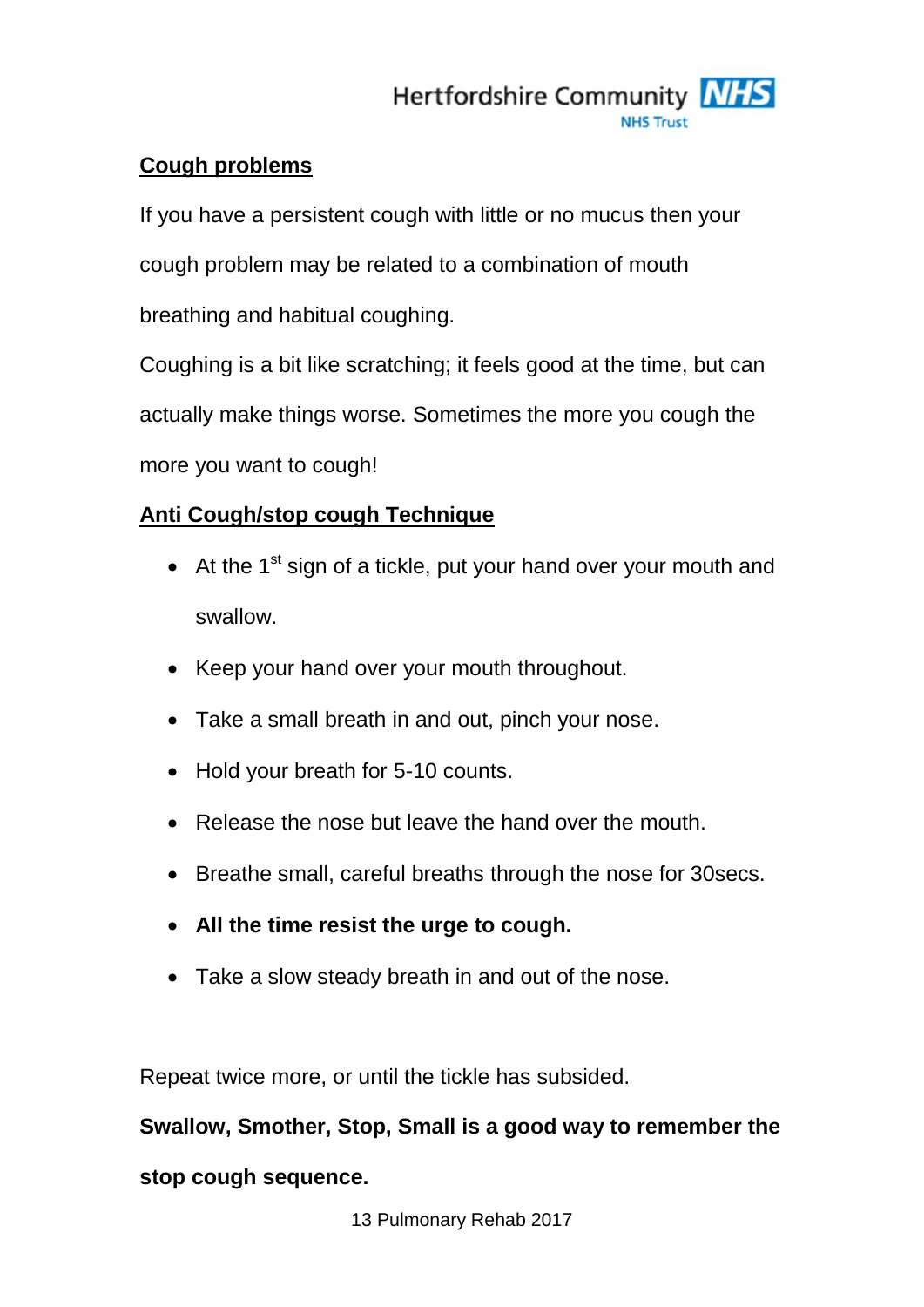## Cough problems

If you have a persistent cough with little or no mucus then your cough problem may be related to a combination of mouth breathing and habitual coughing.

Coughing is a bit like scratching; it feels good at the time, but can actually make things worse. Sometimes the more you cough the more you want to cough!

## Anti Cough/stop cough Technique

- At the 1st sign of a tickle, put your hand over your mouth and swallow.
- Keep your hand over your mouth throughout.
- Take a small breath in and out, pinch your nose.
- Hold your breath for 5-10 counts.
- Release the nose but leave the hand over the mouth.
- Breathe small, careful breaths through the nose for 30secs.
- **All the time resist the urge to cough.**
- Take a slow steady breath in and out of the nose.

Repeat twice more, or until the tickle has subsided.

**Swallow, Smother, Stop, Small is a good way to remember the stop cough sequence.**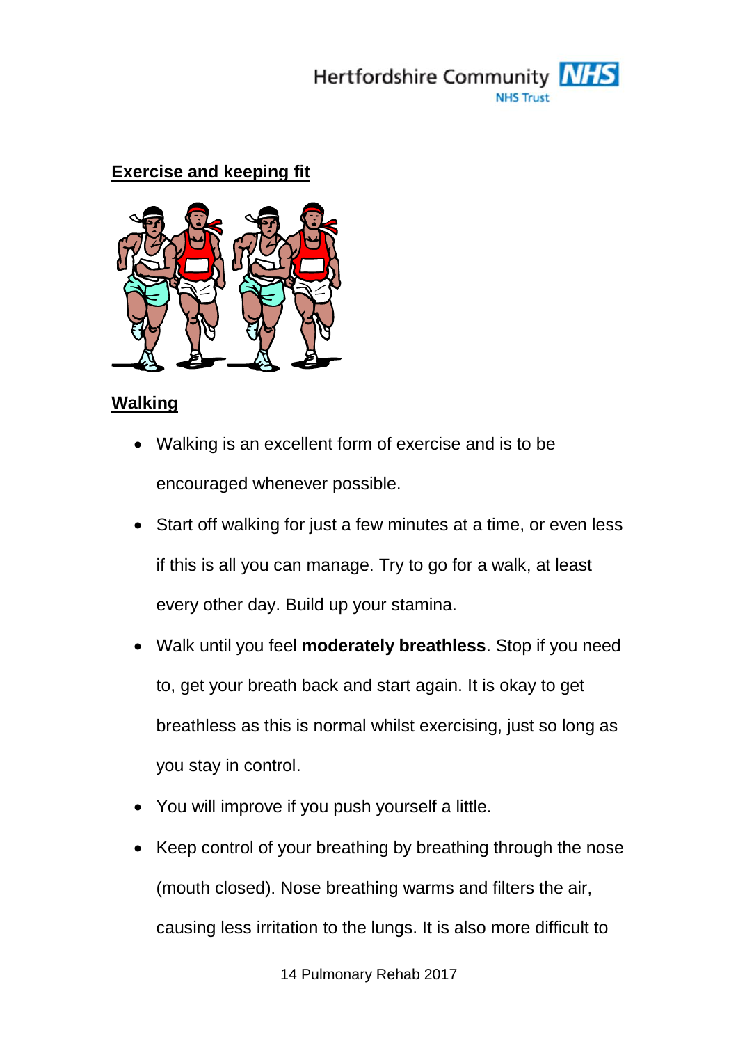## Exercise and keeping fit

### Walking

- Walking is an excellent form of exercise and is to be encouraged whenever possible.
- Start off walking for just a few minutes at a time, or even less if this is all you can manage. Try to go for a walk, at least every other day. Build up your stamina.
- Walk until you feel **moderately breathless**. Stop if you need to, get your breath back and start again. It is okay to get breathless as this is normal whilst exercising, just so long as you stay in control.
- You will improve if you push yourself a little.
- Keep control of your breathing by breathing through the nose (mouth closed). Nose breathing warms and filters the air, causing less irritation to the lungs. It is also more difficult to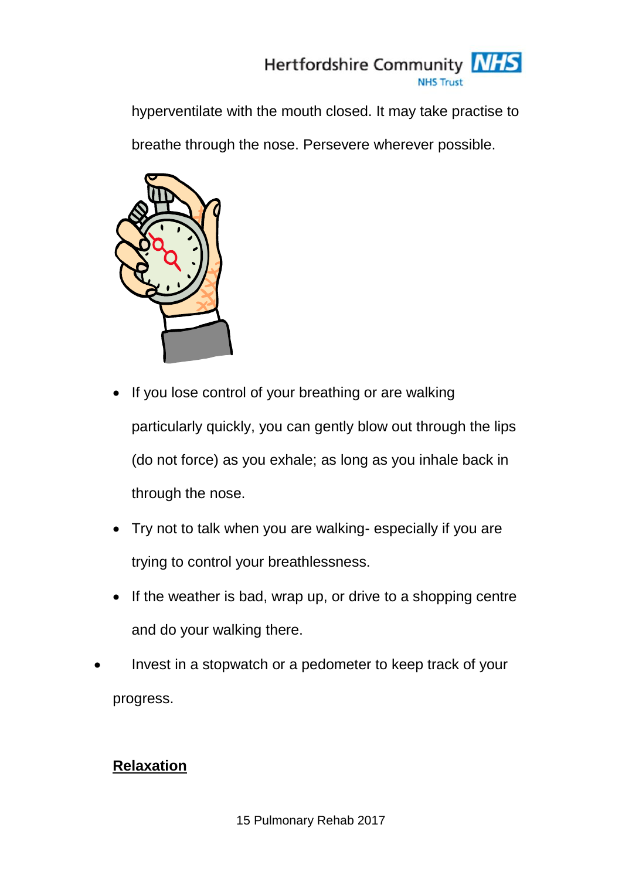hyperventilate with the mouth closed. It may take practise to breathe through the nose. Persevere wherever possible.

- If you lose control of your breathing or are walking particularly quickly, you can gently blow out through the lips (do not force) as you exhale; as long as you inhale back in through the nose.
- Try not to talk when you are walking- especially if you are trying to control your breathlessness.
- If the weather is bad, wrap up, or drive to a shopping centre and do your walking there.
- Invest in a stopwatch or a pedometer to keep track of your progress.

**Relaxation**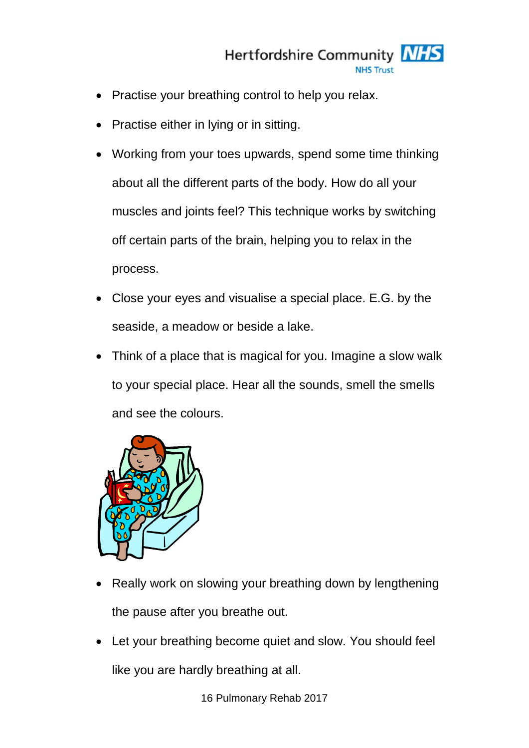- Practise your breathing control to help you relax.
- Practise either in lying or in sitting.
- Working from your toes upwards, spend some time thinking about all the different parts of the body. How do all your muscles and joints feel? This technique works by switching off certain parts of the brain, helping you to relax in the process.
- Close your eyes and visualise a special place. E.G. by the seaside, a meadow or beside a lake.
- Think of a place that is magical for you. Imagine a slow walk to your special place. Hear all the sounds, smell the smells and see the colours.
- Really work on slowing your breathing down by lengthening the pause after you breathe out.
- Let your breathing become quiet and slow. You should feel like you are hardly breathing at all.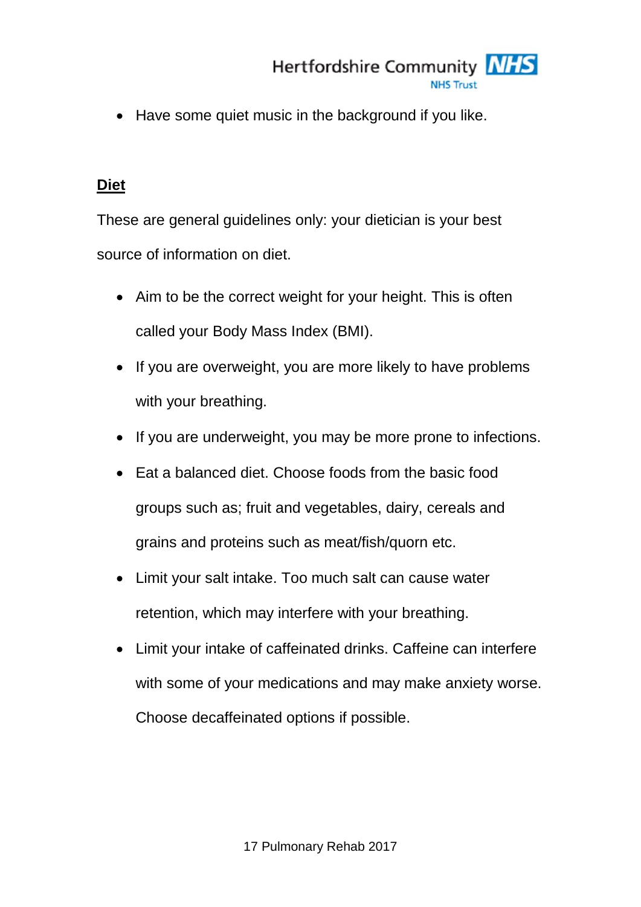- Have some quiet music in the background if you like.

## Diet

These are general guidelines only: your dietician is your best source of information on diet.

- Aim to be the correct weight for your height. This is often called your Body Mass Index (BMI).
- If you are overweight, you are more likely to have problems with your breathing.
- If you are underweight, you may be more prone to infections.
- Eat a balanced diet. Choose foods from the basic food groups such as; fruit and vegetables, dairy, cereals and grains and proteins such as meat/fish/quorn etc.
- Limit your salt intake. Too much salt can cause water retention, which may interfere with your breathing.
- Limit your intake of caffeinated drinks. Caffeine can interfere with some of your medications and may make anxiety worse. Choose decaffeinated options if possible.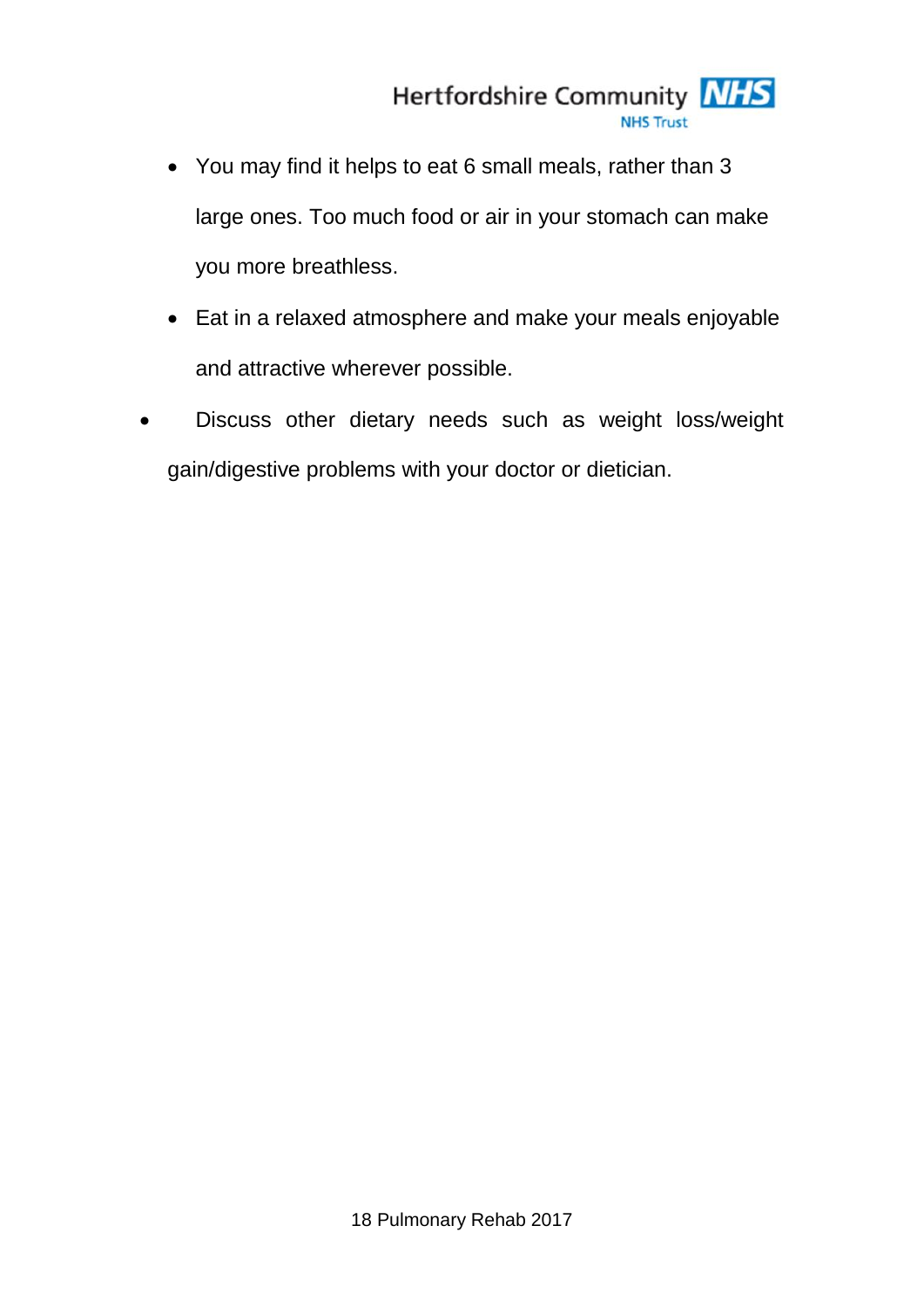- You may find it helps to eat 6 small meals, rather than 3 large ones. Too much food or air in your stomach can make you more breathless.
- Eat in a relaxed atmosphere and make your meals enjoyable and attractive wherever possible.

- Discuss other dietary needs such as weight loss/weight gain/digestive problems with your doctor or dietician.